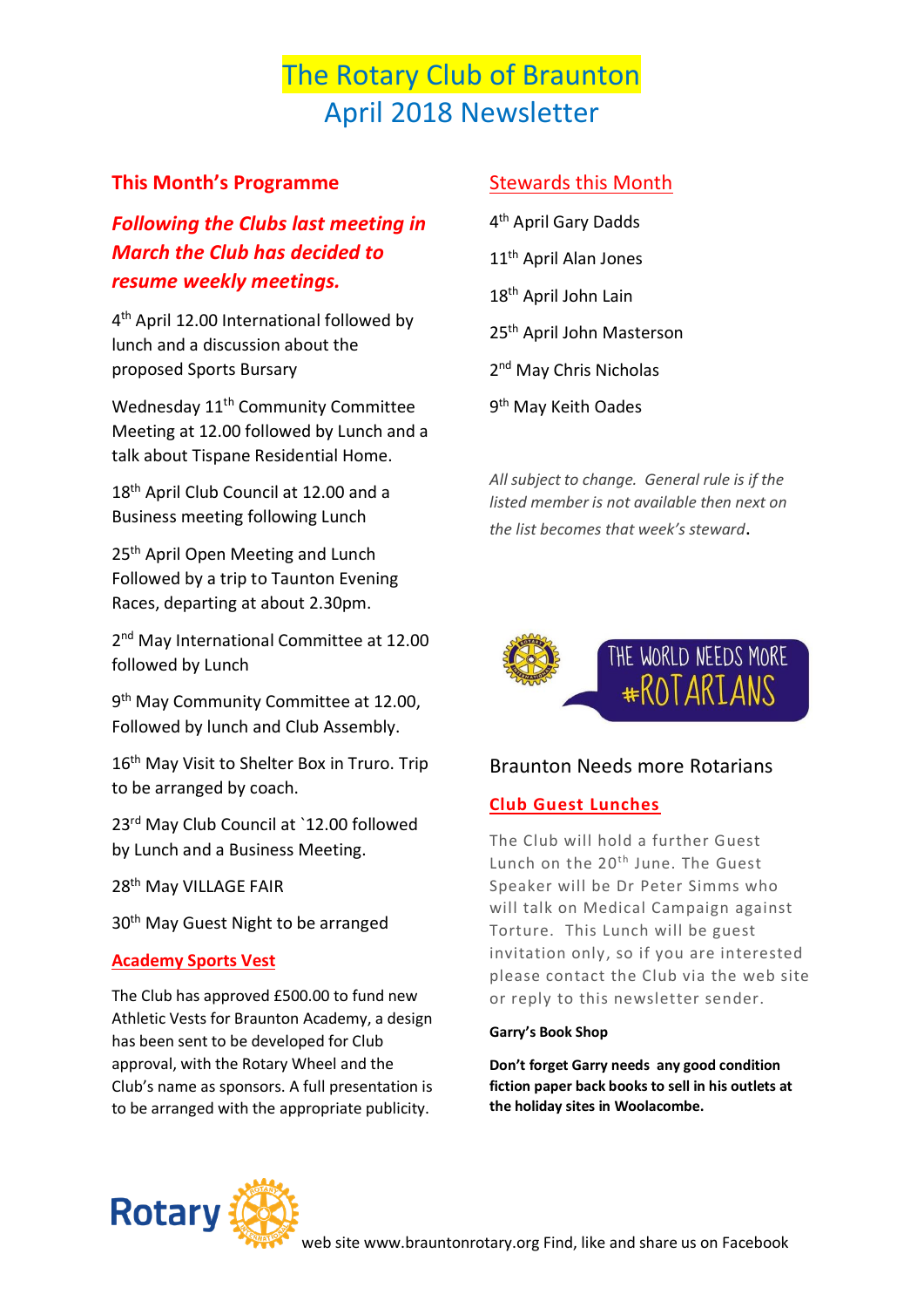# The Rotary Club of Braunton
## April 2018 Newsletter

### This Month's Programme

***Following the Clubs last meeting in March the Club has decided to resume weekly meetings.***

4th April 12.00 International followed by lunch and a discussion about the proposed Sports Bursary

Wednesday 11th Community Committee Meeting at 12.00 followed by Lunch and a talk about Tispane Residential Home.

18th April Club Council at 12.00 and a Business meeting following Lunch

25th April Open Meeting and Lunch Followed by a trip to Taunton Evening Races, departing at about 2.30pm.

2nd May International Committee at 12.00 followed by Lunch

9th May Community Committee at 12.00, Followed by lunch and Club Assembly.

16th May Visit to Shelter Box in Truro. Trip to be arranged by coach.

23rd May Club Council at `12.00 followed by Lunch and a Business Meeting.

28th May VILLAGE FAIR

30th May Guest Night to be arranged

### Academy Sports Vest

The Club has approved £500.00 to fund new Athletic Vests for Braunton Academy, a design has been sent to be developed for Club approval, with the Rotary Wheel and the Club's name as sponsors. A full presentation is to be arranged with the appropriate publicity.

### Stewards this Month

4th April Gary Dadds

11th April Alan Jones

18th April John Lain

25th April John Masterson

2nd May Chris Nicholas

9th May Keith Oades

*All subject to change. General rule is if the listed member is not available then next on the list becomes that week's steward.*

THE WORLD NEEDS MORE #ROTARIANS

Braunton Needs more Rotarians

### Club Guest Lunches

The Club will hold a further Guest Lunch on the 20th June. The Guest Speaker will be Dr Peter Simms who will talk on Medical Campaign against Torture. This Lunch will be guest invitation only, so if you are interested please contact the Club via the web site or reply to this newsletter sender.

**Garry's Book Shop**

**Don't forget Garry needs any good condition fiction paper back books to sell in his outlets at the holiday sites in Woolacombe.**

Rotary web site www.brauntonrotary.org Find, like and share us on Facebook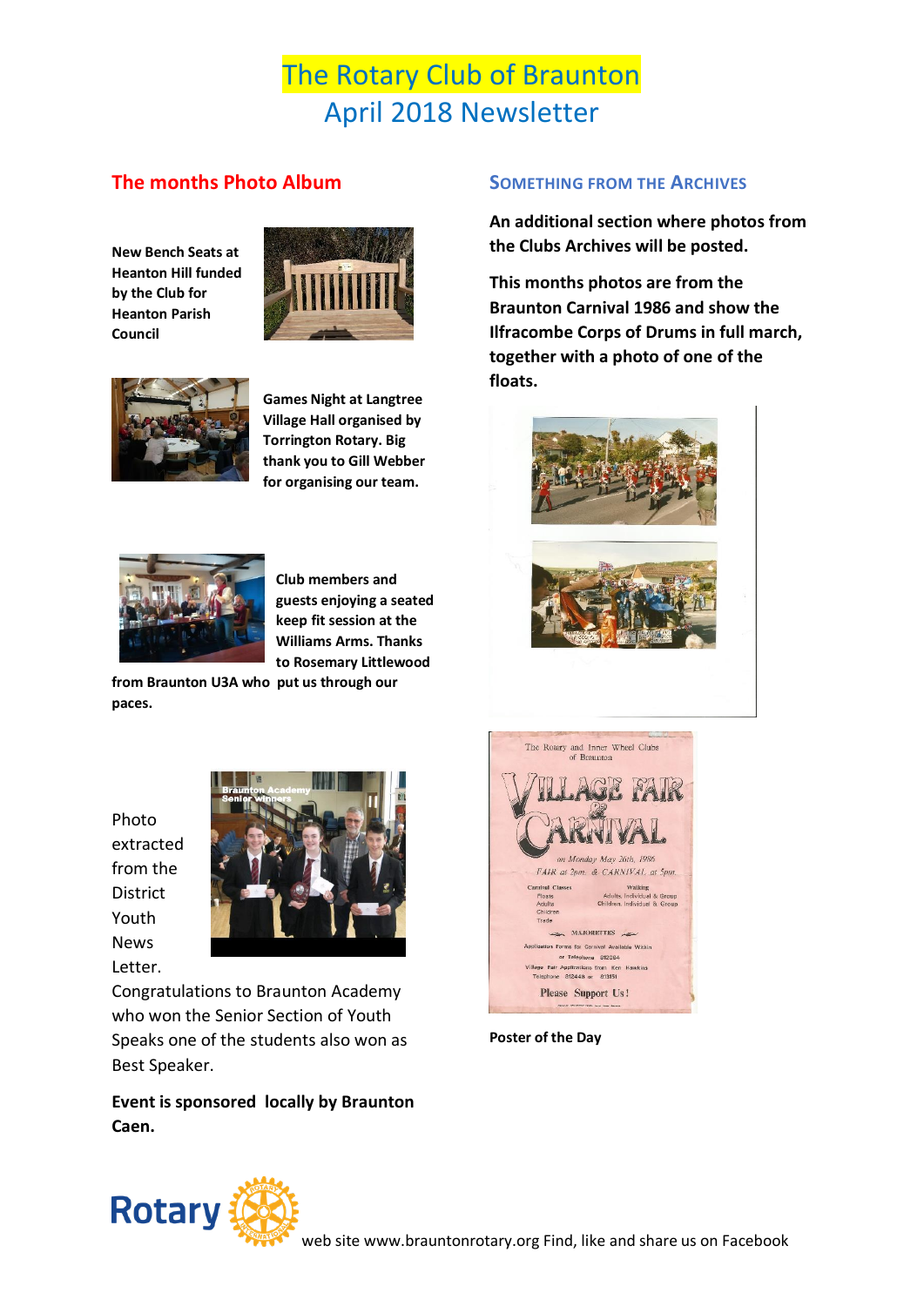# The Rotary Club of Braunton
## April 2018 Newsletter

## The months Photo Album

**New Bench Seats at Heanton Hill funded by the Club for Heanton Parish Council**

**Games Night at Langtree Village Hall organised by Torrington Rotary. Big thank you to Gill Webber for organising our team.**

**Club members and guests enjoying a seated keep fit session at the Williams Arms. Thanks to Rosemary Littlewood from Braunton U3A who put us through our paces.**

Photo extracted from the District Youth News Letter.

Congratulations to Braunton Academy who won the Senior Section of Youth Speaks one of the students also won as Best Speaker.

**Event is sponsored locally by Braunton Caen.**

## Something from the Archives

**An additional section where photos from the Clubs Archives will be posted.**

**This months photos are from the Braunton Carnival 1986 and show the Ilfracombe Corps of Drums in full march, together with a photo of one of the floats.**

**Poster of the Day**

web site www.brauntonrotary.org Find, like and share us on Facebook